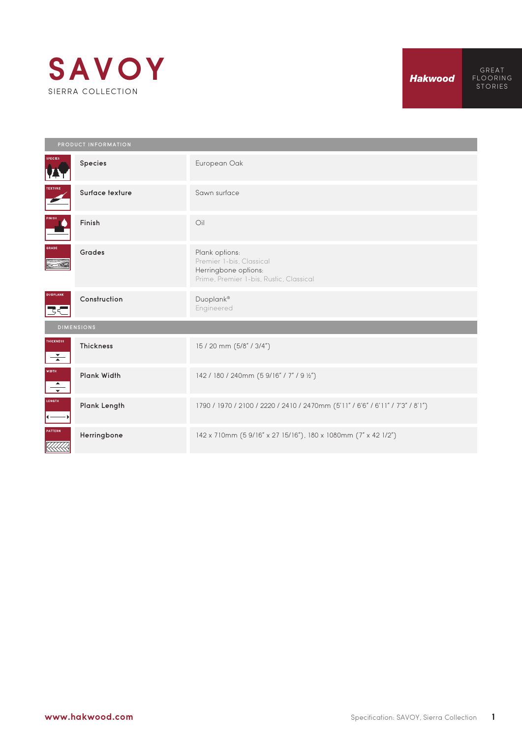# SAVOY

SIERRA COLLECTION

Hakwood

GREAT FLOORING STORIES

| PRODUCT INFORMATION | |
|---|---|
| Species | European Oak |
| Surface texture | Sawn surface |
| Finish | Oil |
| Grades | Plank options:<br>Premier 1-bis, Classical<br>Herringbone options:<br>Prime, Premier 1-bis, Rustic, Classical |
| Construction | Duoplank®<br>Engineered |
| **DIMENSIONS** | |
| Thickness | 15 / 20 mm (5/8" / 3/4") |
| Plank Width | 142 / 180 / 240mm (5 9/16" / 7" / 9 ½") |
| Plank Length | 1790 / 1970 / 2100 / 2220 / 2410 / 2470mm (5'11" / 6'6" / 6'11" / 7'3" / 8'1") |
| Herringbone | 142 x 710mm (5 9/16" x 27 15/16"), 180 x 1080mm (7" x 42 1/2") |

www.hakwood.com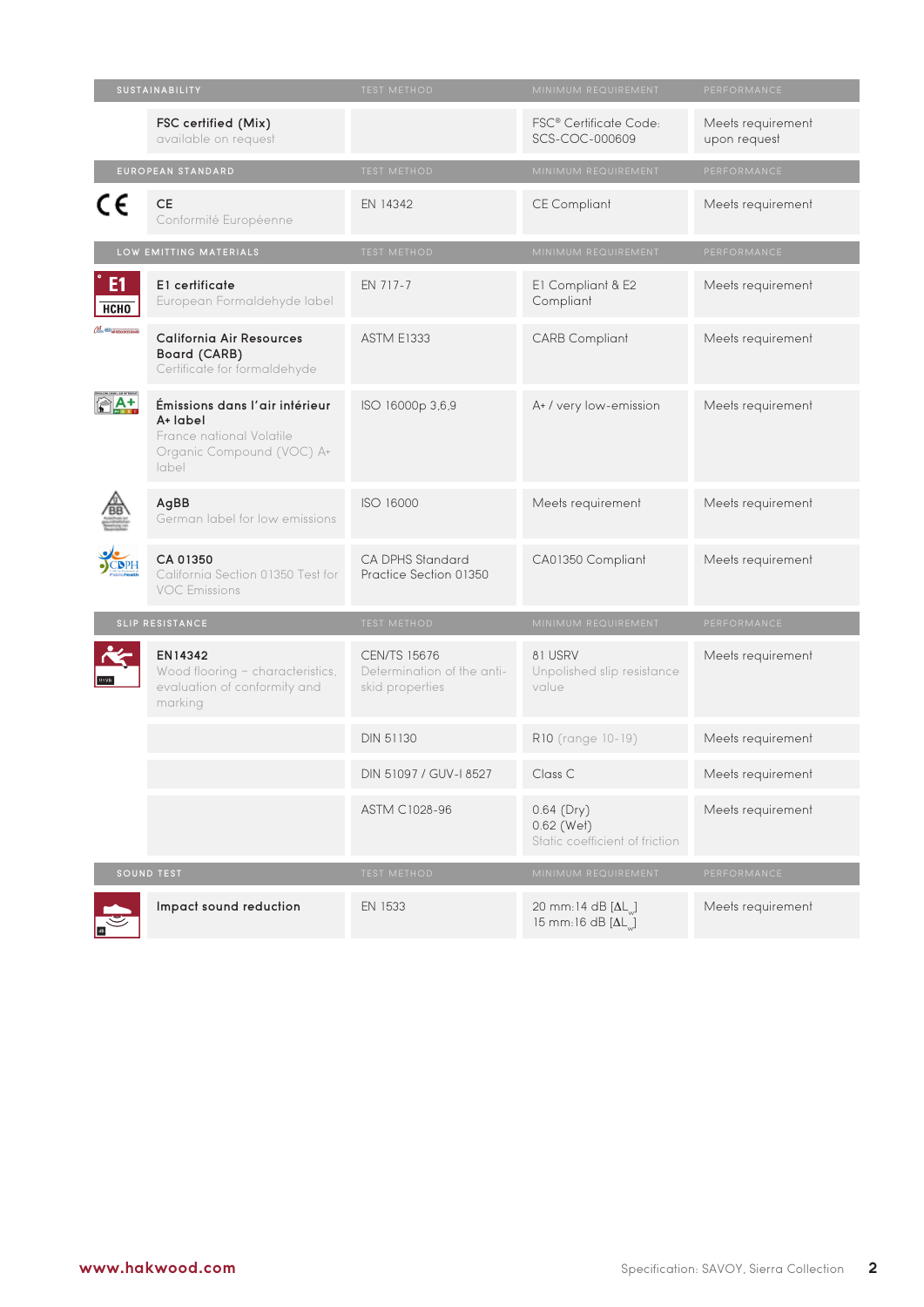| SUSTAINABILITY | TEST METHOD | MINIMUM REQUIREMENT | PERFORMANCE |
|---|---|---|---|
| **FSC certified (Mix)**<br>available on request | | FSC® Certificate Code: SCS-COC-000609 | Meets requirement upon request |
| **EUROPEAN STANDARD** | **TEST METHOD** | **MINIMUM REQUIREMENT** | **PERFORMANCE** |
| **CE**<br>Conformité Européenne | EN 14342 | CE Compliant | Meets requirement |
| **LOW EMITTING MATERIALS** | **TEST METHOD** | **MINIMUM REQUIREMENT** | **PERFORMANCE** |
| **E1 certificate**<br>European Formaldehyde label | EN 717-7 | E1 Compliant & E2 Compliant | Meets requirement |
| **California Air Resources Board (CARB)**<br>Certificate for formaldehyde | ASTM E1333 | CARB Compliant | Meets requirement |
| **Émissions dans l'air intérieur A+ label**<br>France national Volatile Organic Compound (VOC) A+ label | ISO 16000p 3,6,9 | A+ / very low-emission | Meets requirement |
| **AgBB**<br>German label for low emissions | ISO 16000 | Meets requirement | Meets requirement |
| **CA 01350**<br>California Section 01350 Test for VOC Emissions | CA DPHS Standard Practice Section 01350 | CA01350 Compliant | Meets requirement |
| **SLIP RESISTANCE** | **TEST METHOD** | **MINIMUM REQUIREMENT** | **PERFORMANCE** |
| **EN14342**<br>Wood flooring – characteristics, evaluation of conformity and marking | CEN/TS 15676<br>Determination of the anti-skid properties | 81 USRV<br>Unpolished slip resistance value | Meets requirement |
| | DIN 51130 | R10 (range 10-19) | Meets requirement |
| | DIN 51097 / GUV-I 8527 | Class C | Meets requirement |
| | ASTM C1028-96 | 0.64 (Dry)<br>0.62 (Wet)<br>Static coefficient of friction | Meets requirement |
| **SOUND TEST** | **TEST METHOD** | **MINIMUM REQUIREMENT** | **PERFORMANCE** |
| **Impact sound reduction** | EN 1533 | 20 mm:14 dB [$\Delta L_w$]<br>15 mm:16 dB [$\Delta L_w$] | Meets requirement |

**www.hakwood.com**

Specification: SAVOY, Sierra Collection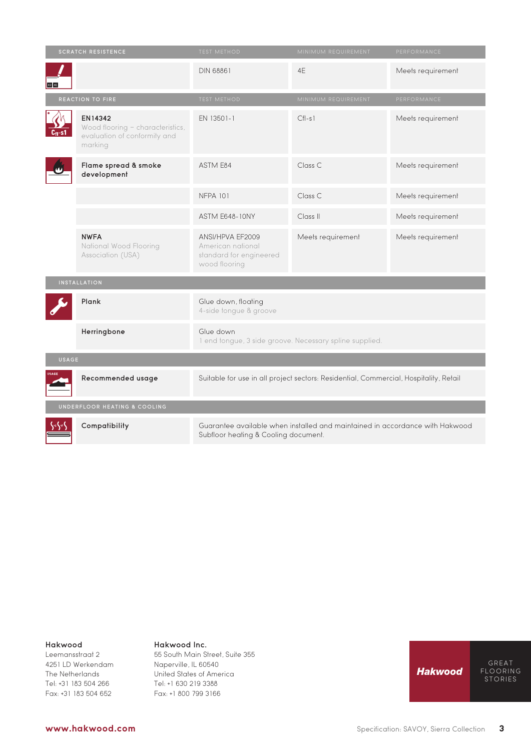| SCRATCH RESISTENCE | TEST METHOD | MINIMUM REQUIREMENT | PERFORMANCE |
|---|---|---|---|
| | DIN 68861 | 4E | Meets requirement |

| REACTION TO FIRE | TEST METHOD | MINIMUM REQUIREMENT | PERFORMANCE |
|---|---|---|---|
| **EN14342** Wood flooring – characteristics, evaluation of conformity and marking | EN 13501-1 | Cfl-s1 | Meets requirement |
| **Flame spread & smoke development** | ASTM E84 | Class C | Meets requirement |
| | NFPA 101 | Class C | Meets requirement |
| | ASTM E648-10NY | Class II | Meets requirement |
| **NWFA** National Wood Flooring Association (USA) | ANSI/HPVA EF2009 American national standard for engineered wood flooring | Meets requirement | Meets requirement |

| INSTALLATION | |
|---|---|
| **Plank** | Glue down, floating<br>4-side tongue & groove |
| **Herringbone** | Glue down<br>1 end tongue, 3 side groove. Necessary spline supplied. |

| USAGE | |
|---|---|
| **Recommended usage** | Suitable for use in all project sectors: Residential, Commercial, Hospitality, Retail |

| UNDERFLOOR HEATING & COOLING | |
|---|---|
| **Compatibility** | Guarantee available when installed and maintained in accordance with Hakwood Subfloor heating & Cooling document. |

**Hakwood**
Leemansstraat 2
4251 LD Werkendam
The Netherlands
Tel: +31 183 504 266
Fax: +31 183 504 652

**Hakwood Inc.**
55 South Main Street, Suite 355
Naperville, IL 60540
United States of America
Tel: +1 630 219 3388
Fax: +1 800 799 3166

**Hakwood** GREAT FLOORING STORIES

**www.hakwood.com**